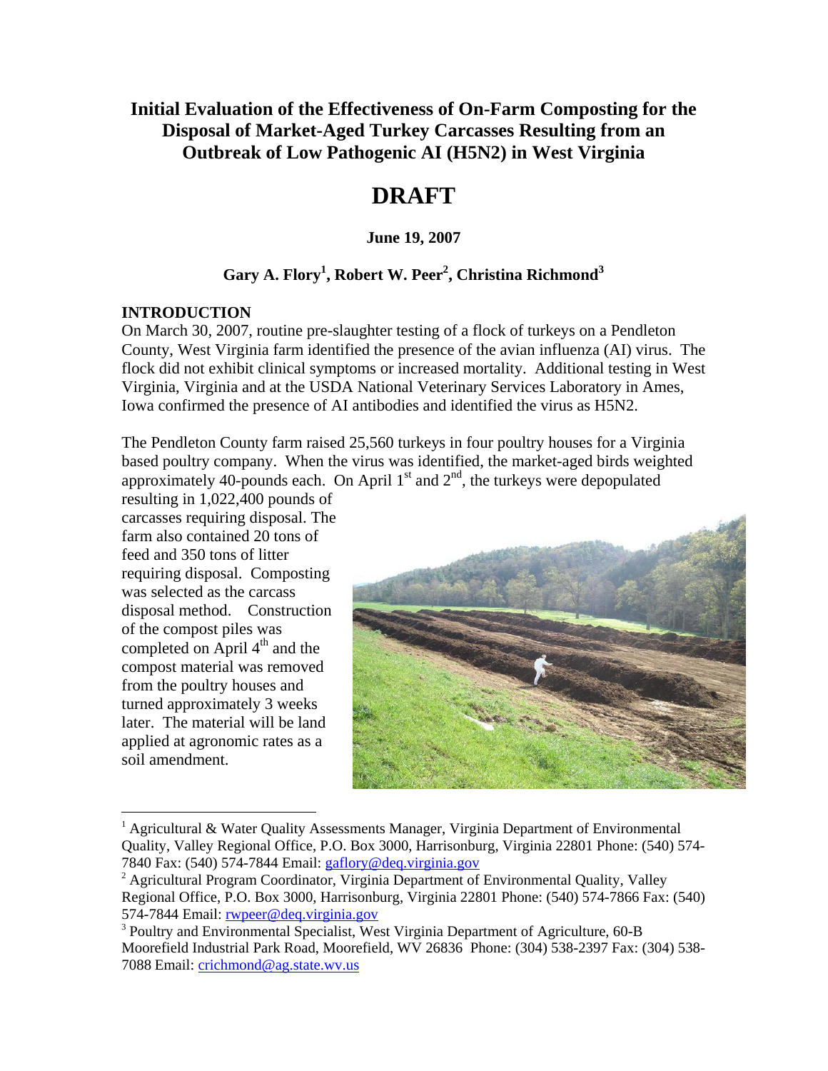# Initial Evaluation of the Effectiveness of On-Farm Composting for the Disposal of Market-Aged Turkey Carcasses Resulting from an Outbreak of Low Pathogenic AI (H5N2) in West Virginia

# DRAFT

**June 19, 2007**

**Gary A. Flory[1], Robert W. Peer[2], Christina Richmond[3]**

## INTRODUCTION

On March 30, 2007, routine pre-slaughter testing of a flock of turkeys on a Pendleton County, West Virginia farm identified the presence of the avian influenza (AI) virus. The flock did not exhibit clinical symptoms or increased mortality. Additional testing in West Virginia, Virginia and at the USDA National Veterinary Services Laboratory in Ames, Iowa confirmed the presence of AI antibodies and identified the virus as H5N2.

The Pendleton County farm raised 25,560 turkeys in four poultry houses for a Virginia based poultry company. When the virus was identified, the market-aged birds weighted approximately 40-pounds each. On April 1st and 2nd, the turkeys were depopulated resulting in 1,022,400 pounds of carcasses requiring disposal. The farm also contained 20 tons of feed and 350 tons of litter requiring disposal. Composting was selected as the carcass disposal method. Construction of the compost piles was completed on April 4th and the compost material was removed from the poultry houses and turned approximately 3 weeks later. The material will be land applied at agronomic rates as a soil amendment.

---

[1] Agricultural & Water Quality Assessments Manager, Virginia Department of Environmental Quality, Valley Regional Office, P.O. Box 3000, Harrisonburg, Virginia 22801 Phone: (540) 574-7840 Fax: (540) 574-7844 Email: gaflory@deq.virginia.gov

[2] Agricultural Program Coordinator, Virginia Department of Environmental Quality, Valley Regional Office, P.O. Box 3000, Harrisonburg, Virginia 22801 Phone: (540) 574-7866 Fax: (540) 574-7844 Email: rwpeer@deq.virginia.gov

[3] Poultry and Environmental Specialist, West Virginia Department of Agriculture, 60-B Moorefield Industrial Park Road, Moorefield, WV 26836 Phone: (304) 538-2397 Fax: (304) 538-7088 Email: crichmond@ag.state.wv.us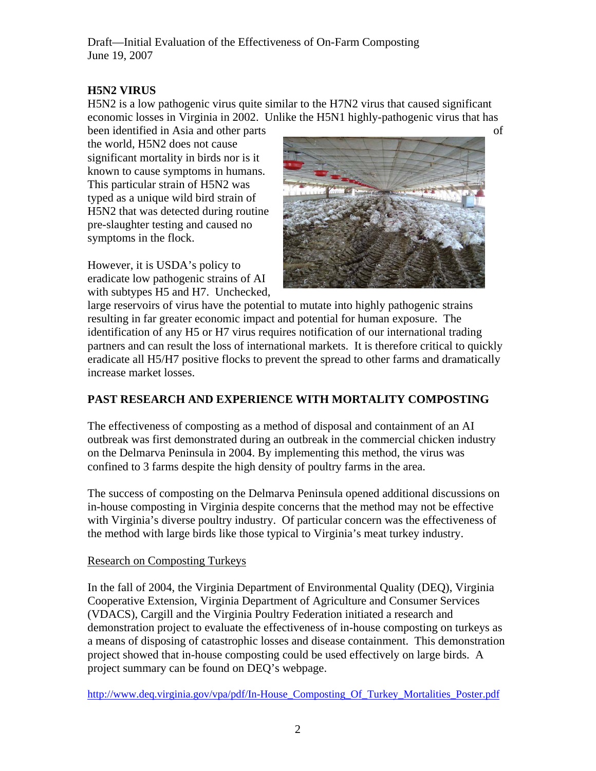## H5N2 VIRUS

H5N2 is a low pathogenic virus quite similar to the H7N2 virus that caused significant economic losses in Virginia in 2002. Unlike the H5N1 highly-pathogenic virus that has been identified in Asia and other parts of the world, H5N2 does not cause significant mortality in birds nor is it known to cause symptoms in humans. This particular strain of H5N2 was typed as a unique wild bird strain of H5N2 that was detected during routine pre-slaughter testing and caused no symptoms in the flock.

However, it is USDA's policy to eradicate low pathogenic strains of AI with subtypes H5 and H7. Unchecked, large reservoirs of virus have the potential to mutate into highly pathogenic strains resulting in far greater economic impact and potential for human exposure. The identification of any H5 or H7 virus requires notification of our international trading partners and can result the loss of international markets. It is therefore critical to quickly eradicate all H5/H7 positive flocks to prevent the spread to other farms and dramatically increase market losses.

## PAST RESEARCH AND EXPERIENCE WITH MORTALITY COMPOSTING

The effectiveness of composting as a method of disposal and containment of an AI outbreak was first demonstrated during an outbreak in the commercial chicken industry on the Delmarva Peninsula in 2004. By implementing this method, the virus was confined to 3 farms despite the high density of poultry farms in the area.

The success of composting on the Delmarva Peninsula opened additional discussions on in-house composting in Virginia despite concerns that the method may not be effective with Virginia's diverse poultry industry. Of particular concern was the effectiveness of the method with large birds like those typical to Virginia's meat turkey industry.

### Research on Composting Turkeys

In the fall of 2004, the Virginia Department of Environmental Quality (DEQ), Virginia Cooperative Extension, Virginia Department of Agriculture and Consumer Services (VDACS), Cargill and the Virginia Poultry Federation initiated a research and demonstration project to evaluate the effectiveness of in-house composting on turkeys as a means of disposing of catastrophic losses and disease containment. This demonstration project showed that in-house composting could be used effectively on large birds. A project summary can be found on DEQ's webpage.

http://www.deq.virginia.gov/vpa/pdf/In-House_Composting_Of_Turkey_Mortalities_Poster.pdf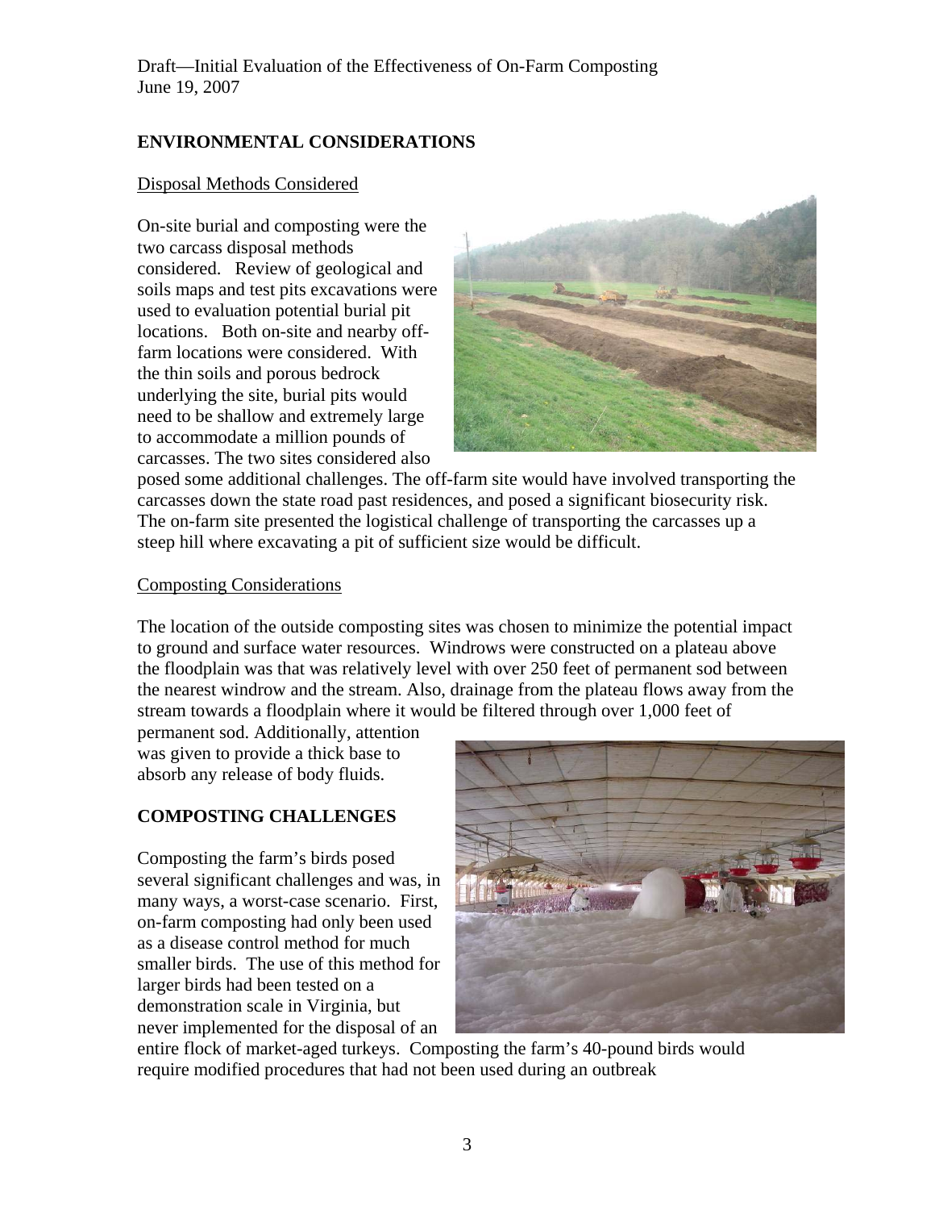## ENVIRONMENTAL CONSIDERATIONS

### Disposal Methods Considered

On-site burial and composting were the two carcass disposal methods considered. Review of geological and soils maps and test pits excavations were used to evaluation potential burial pit locations. Both on-site and nearby off-farm locations were considered. With the thin soils and porous bedrock underlying the site, burial pits would need to be shallow and extremely large to accommodate a million pounds of carcasses. The two sites considered also posed some additional challenges. The off-farm site would have involved transporting the carcasses down the state road past residences, and posed a significant biosecurity risk. The on-farm site presented the logistical challenge of transporting the carcasses up a steep hill where excavating a pit of sufficient size would be difficult.

### Composting Considerations

The location of the outside composting sites was chosen to minimize the potential impact to ground and surface water resources. Windrows were constructed on a plateau above the floodplain was that was relatively level with over 250 feet of permanent sod between the nearest windrow and the stream. Also, drainage from the plateau flows away from the stream towards a floodplain where it would be filtered through over 1,000 feet of permanent sod. Additionally, attention was given to provide a thick base to absorb any release of body fluids.

## COMPOSTING CHALLENGES

Composting the farm's birds posed several significant challenges and was, in many ways, a worst-case scenario. First, on-farm composting had only been used as a disease control method for much smaller birds. The use of this method for larger birds had been tested on a demonstration scale in Virginia, but never implemented for the disposal of an entire flock of market-aged turkeys. Composting the farm's 40-pound birds would require modified procedures that had not been used during an outbreak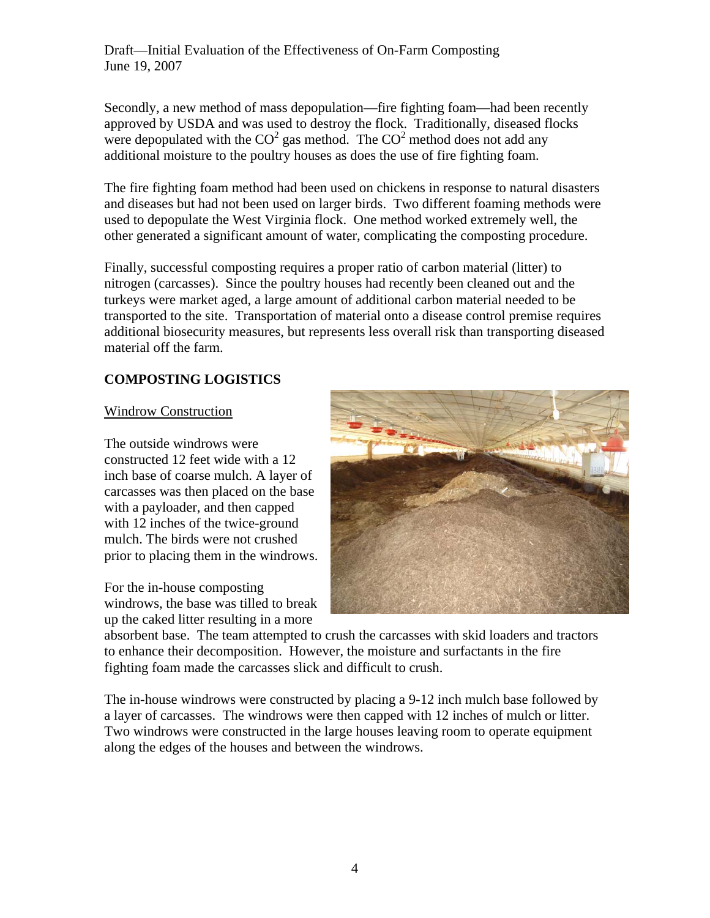Secondly, a new method of mass depopulation—fire fighting foam—had been recently approved by USDA and was used to destroy the flock. Traditionally, diseased flocks were depopulated with the $CO^2$ gas method. The $CO^2$ method does not add any additional moisture to the poultry houses as does the use of fire fighting foam.

The fire fighting foam method had been used on chickens in response to natural disasters and diseases but had not been used on larger birds. Two different foaming methods were used to depopulate the West Virginia flock. One method worked extremely well, the other generated a significant amount of water, complicating the composting procedure.

Finally, successful composting requires a proper ratio of carbon material (litter) to nitrogen (carcasses). Since the poultry houses had recently been cleaned out and the turkeys were market aged, a large amount of additional carbon material needed to be transported to the site. Transportation of material onto a disease control premise requires additional biosecurity measures, but represents less overall risk than transporting diseased material off the farm.

## COMPOSTING LOGISTICS

### Windrow Construction

The outside windrows were constructed 12 feet wide with a 12 inch base of coarse mulch. A layer of carcasses was then placed on the base with a payloader, and then capped with 12 inches of the twice-ground mulch. The birds were not crushed prior to placing them in the windrows.

For the in-house composting windrows, the base was tilled to break up the caked litter resulting in a more absorbent base. The team attempted to crush the carcasses with skid loaders and tractors to enhance their decomposition. However, the moisture and surfactants in the fire fighting foam made the carcasses slick and difficult to crush.

The in-house windrows were constructed by placing a 9-12 inch mulch base followed by a layer of carcasses. The windrows were then capped with 12 inches of mulch or litter. Two windrows were constructed in the large houses leaving room to operate equipment along the edges of the houses and between the windrows.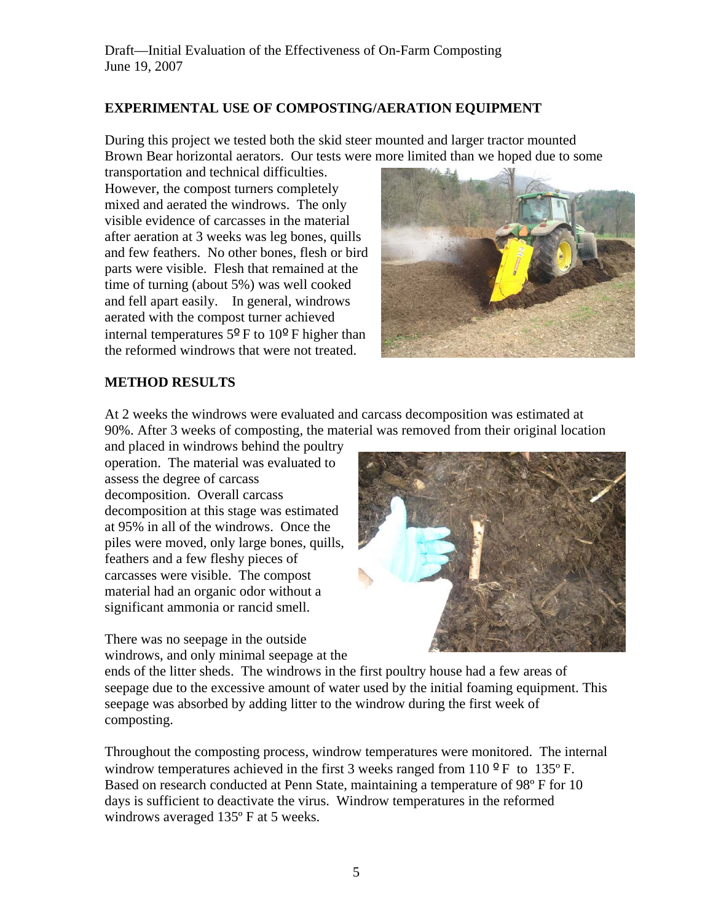## EXPERIMENTAL USE OF COMPOSTING/AERATION EQUIPMENT

During this project we tested both the skid steer mounted and larger tractor mounted Brown Bear horizontal aerators. Our tests were more limited than we hoped due to some transportation and technical difficulties. However, the compost turners completely mixed and aerated the windrows. The only visible evidence of carcasses in the material after aeration at 3 weeks was leg bones, quills and few feathers. No other bones, flesh or bird parts were visible. Flesh that remained at the time of turning (about 5%) was well cooked and fell apart easily. In general, windrows aerated with the compost turner achieved internal temperatures 5º F to 10º F higher than the reformed windrows that were not treated.

## METHOD RESULTS

At 2 weeks the windrows were evaluated and carcass decomposition was estimated at 90%. After 3 weeks of composting, the material was removed from their original location and placed in windrows behind the poultry operation. The material was evaluated to assess the degree of carcass decomposition. Overall carcass decomposition at this stage was estimated at 95% in all of the windrows. Once the piles were moved, only large bones, quills, feathers and a few fleshy pieces of carcasses were visible. The compost material had an organic odor without a significant ammonia or rancid smell.

There was no seepage in the outside windrows, and only minimal seepage at the ends of the litter sheds. The windrows in the first poultry house had a few areas of seepage due to the excessive amount of water used by the initial foaming equipment. This seepage was absorbed by adding litter to the windrow during the first week of composting.

Throughout the composting process, windrow temperatures were monitored. The internal windrow temperatures achieved in the first 3 weeks ranged from 110 º F to 135º F. Based on research conducted at Penn State, maintaining a temperature of 98º F for 10 days is sufficient to deactivate the virus. Windrow temperatures in the reformed windrows averaged 135º F at 5 weeks.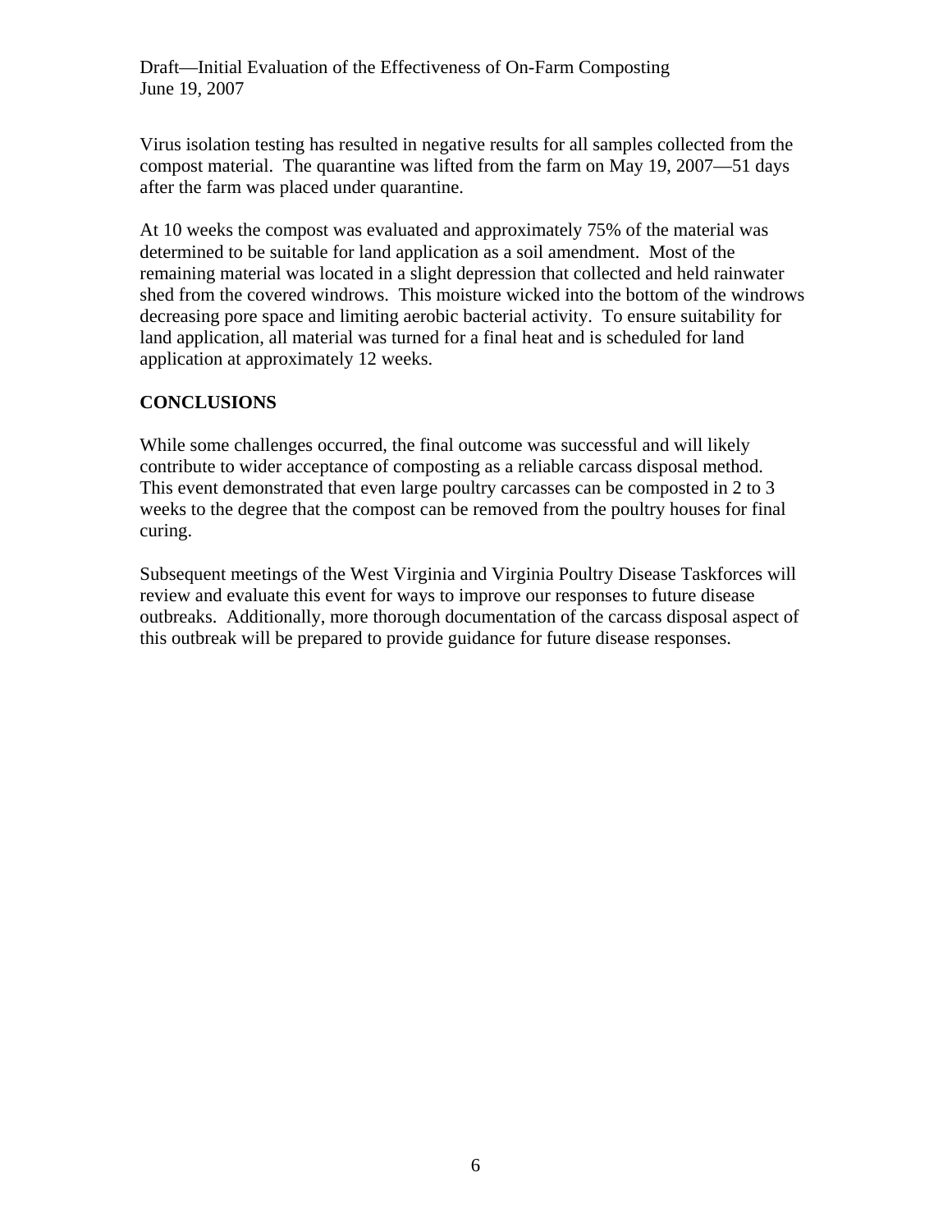Virus isolation testing has resulted in negative results for all samples collected from the compost material. The quarantine was lifted from the farm on May 19, 2007—51 days after the farm was placed under quarantine.

At 10 weeks the compost was evaluated and approximately 75% of the material was determined to be suitable for land application as a soil amendment. Most of the remaining material was located in a slight depression that collected and held rainwater shed from the covered windrows. This moisture wicked into the bottom of the windrows decreasing pore space and limiting aerobic bacterial activity. To ensure suitability for land application, all material was turned for a final heat and is scheduled for land application at approximately 12 weeks.

## CONCLUSIONS

While some challenges occurred, the final outcome was successful and will likely contribute to wider acceptance of composting as a reliable carcass disposal method. This event demonstrated that even large poultry carcasses can be composted in 2 to 3 weeks to the degree that the compost can be removed from the poultry houses for final curing.

Subsequent meetings of the West Virginia and Virginia Poultry Disease Taskforces will review and evaluate this event for ways to improve our responses to future disease outbreaks. Additionally, more thorough documentation of the carcass disposal aspect of this outbreak will be prepared to provide guidance for future disease responses.